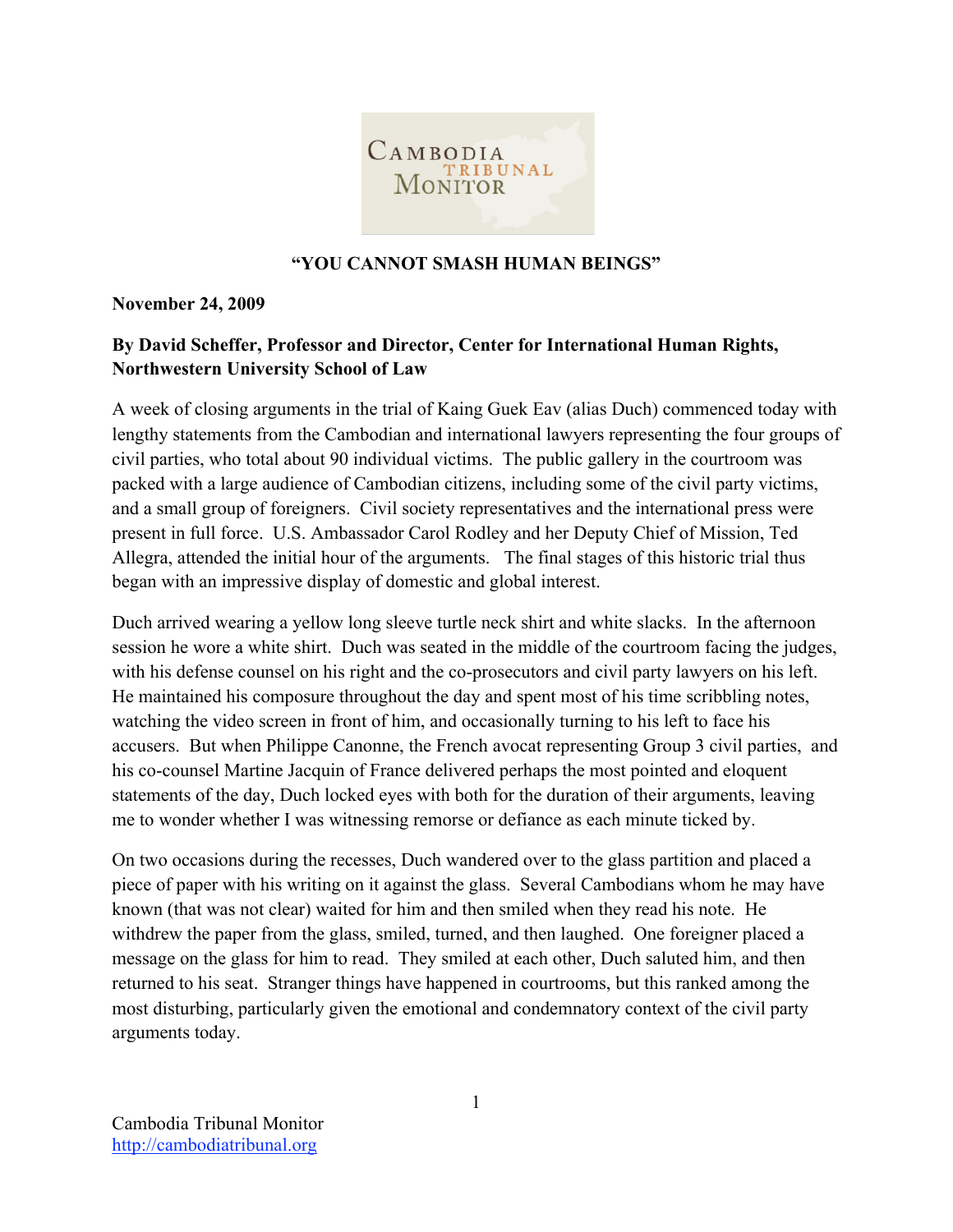# "YOU CANNOT SMASH HUMAN BEINGS"

**November 24, 2009**

**By David Scheffer, Professor and Director, Center for International Human Rights, Northwestern University School of Law**

A week of closing arguments in the trial of Kaing Guek Eav (alias Duch) commenced today with lengthy statements from the Cambodian and international lawyers representing the four groups of civil parties, who total about 90 individual victims. The public gallery in the courtroom was packed with a large audience of Cambodian citizens, including some of the civil party victims, and a small group of foreigners. Civil society representatives and the international press were present in full force. U.S. Ambassador Carol Rodley and her Deputy Chief of Mission, Ted Allegra, attended the initial hour of the arguments. The final stages of this historic trial thus began with an impressive display of domestic and global interest.

Duch arrived wearing a yellow long sleeve turtle neck shirt and white slacks. In the afternoon session he wore a white shirt. Duch was seated in the middle of the courtroom facing the judges, with his defense counsel on his right and the co-prosecutors and civil party lawyers on his left. He maintained his composure throughout the day and spent most of his time scribbling notes, watching the video screen in front of him, and occasionally turning to his left to face his accusers. But when Philippe Canonne, the French avocat representing Group 3 civil parties, and his co-counsel Martine Jacquin of France delivered perhaps the most pointed and eloquent statements of the day, Duch locked eyes with both for the duration of their arguments, leaving me to wonder whether I was witnessing remorse or defiance as each minute ticked by.

On two occasions during the recesses, Duch wandered over to the glass partition and placed a piece of paper with his writing on it against the glass. Several Cambodians whom he may have known (that was not clear) waited for him and then smiled when they read his note. He withdrew the paper from the glass, smiled, turned, and then laughed. One foreigner placed a message on the glass for him to read. They smiled at each other, Duch saluted him, and then returned to his seat. Stranger things have happened in courtrooms, but this ranked among the most disturbing, particularly given the emotional and condemnatory context of the civil party arguments today.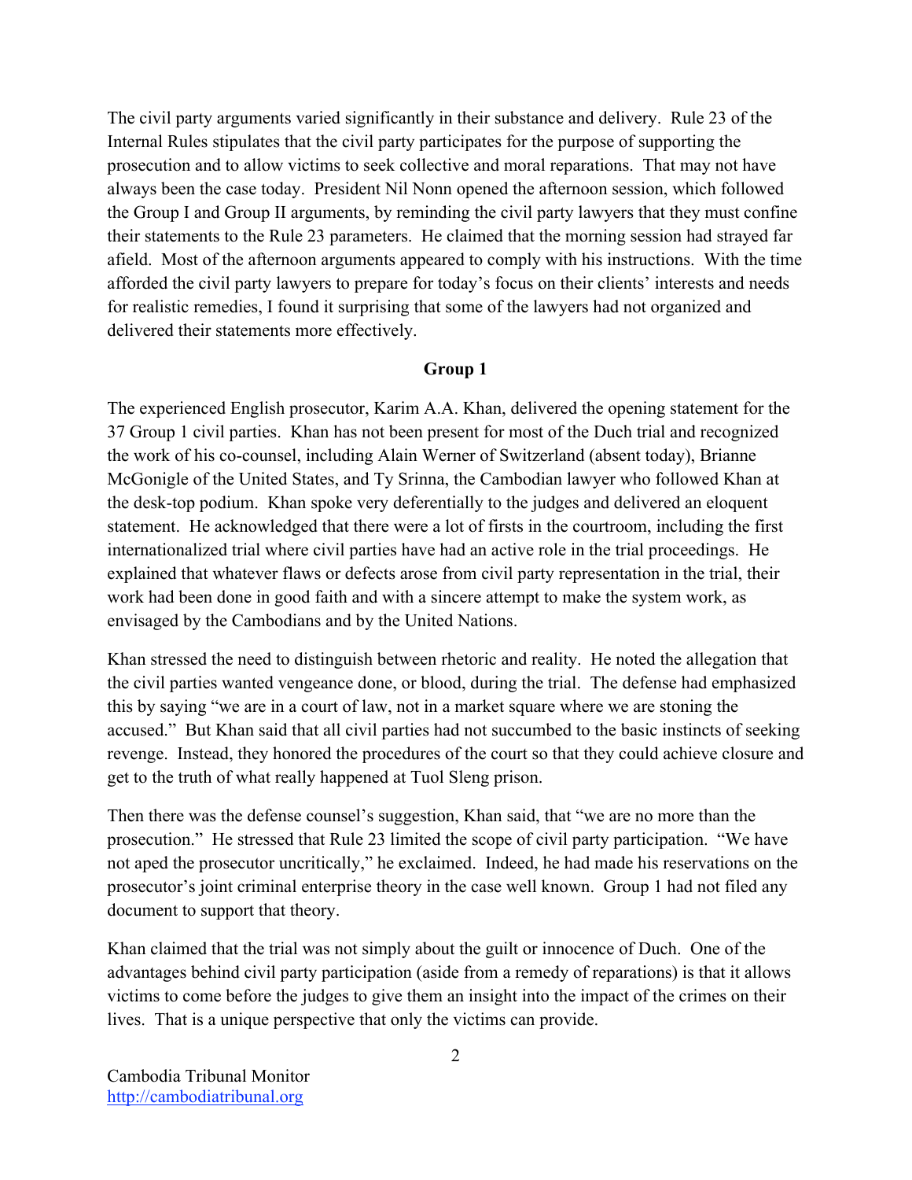The civil party arguments varied significantly in their substance and delivery. Rule 23 of the Internal Rules stipulates that the civil party participates for the purpose of supporting the prosecution and to allow victims to seek collective and moral reparations. That may not have always been the case today. President Nil Nonn opened the afternoon session, which followed the Group I and Group II arguments, by reminding the civil party lawyers that they must confine their statements to the Rule 23 parameters. He claimed that the morning session had strayed far afield. Most of the afternoon arguments appeared to comply with his instructions. With the time afforded the civil party lawyers to prepare for today's focus on their clients' interests and needs for realistic remedies, I found it surprising that some of the lawyers had not organized and delivered their statements more effectively.

**Group 1**

The experienced English prosecutor, Karim A.A. Khan, delivered the opening statement for the 37 Group 1 civil parties. Khan has not been present for most of the Duch trial and recognized the work of his co-counsel, including Alain Werner of Switzerland (absent today), Brianne McGonigle of the United States, and Ty Srinna, the Cambodian lawyer who followed Khan at the desk-top podium. Khan spoke very deferentially to the judges and delivered an eloquent statement. He acknowledged that there were a lot of firsts in the courtroom, including the first internationalized trial where civil parties have had an active role in the trial proceedings. He explained that whatever flaws or defects arose from civil party representation in the trial, their work had been done in good faith and with a sincere attempt to make the system work, as envisaged by the Cambodians and by the United Nations.

Khan stressed the need to distinguish between rhetoric and reality. He noted the allegation that the civil parties wanted vengeance done, or blood, during the trial. The defense had emphasized this by saying "we are in a court of law, not in a market square where we are stoning the accused." But Khan said that all civil parties had not succumbed to the basic instincts of seeking revenge. Instead, they honored the procedures of the court so that they could achieve closure and get to the truth of what really happened at Tuol Sleng prison.

Then there was the defense counsel's suggestion, Khan said, that "we are no more than the prosecution." He stressed that Rule 23 limited the scope of civil party participation. "We have not aped the prosecutor uncritically," he exclaimed. Indeed, he had made his reservations on the prosecutor's joint criminal enterprise theory in the case well known. Group 1 had not filed any document to support that theory.

Khan claimed that the trial was not simply about the guilt or innocence of Duch. One of the advantages behind civil party participation (aside from a remedy of reparations) is that it allows victims to come before the judges to give them an insight into the impact of the crimes on their lives. That is a unique perspective that only the victims can provide.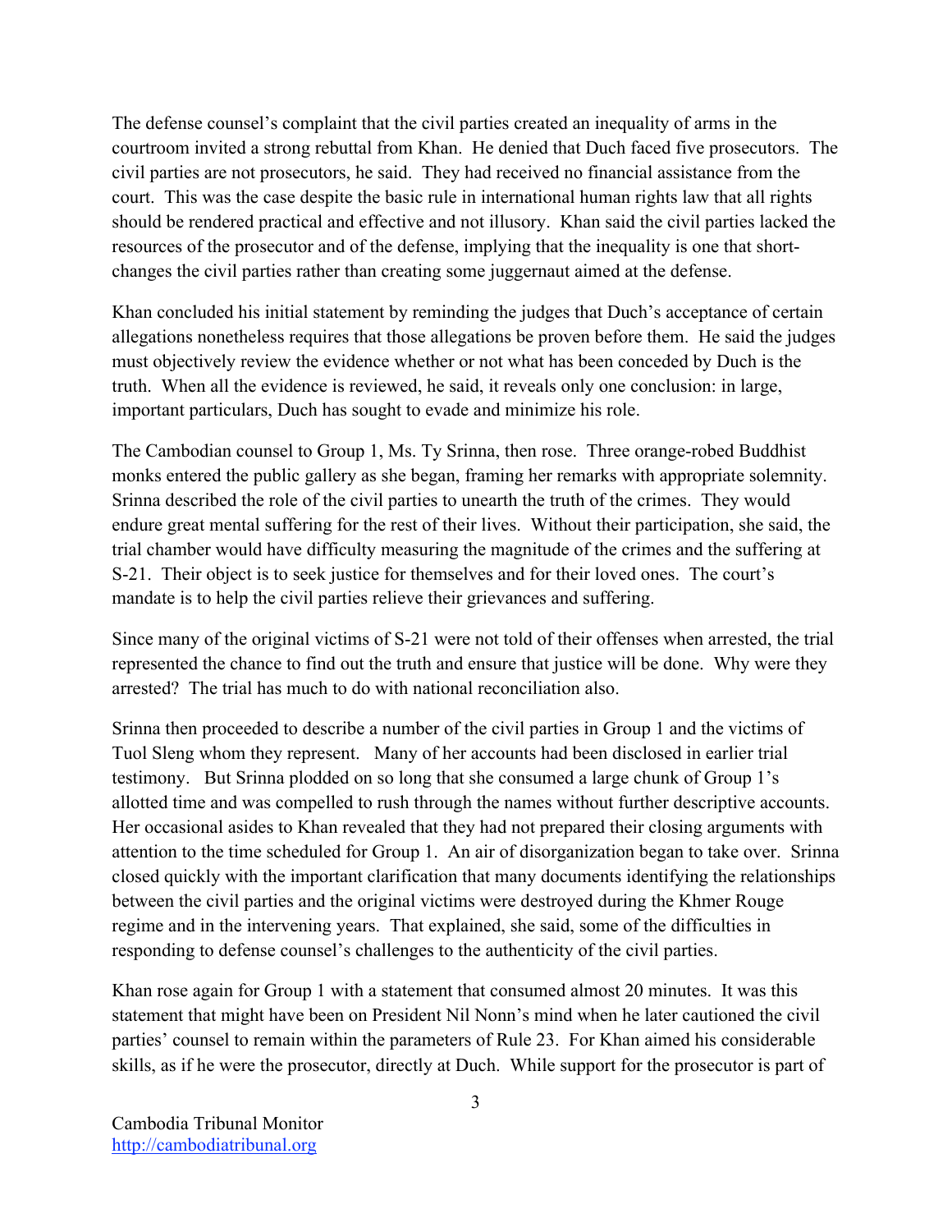The defense counsel's complaint that the civil parties created an inequality of arms in the courtroom invited a strong rebuttal from Khan. He denied that Duch faced five prosecutors. The civil parties are not prosecutors, he said. They had received no financial assistance from the court. This was the case despite the basic rule in international human rights law that all rights should be rendered practical and effective and not illusory. Khan said the civil parties lacked the resources of the prosecutor and of the defense, implying that the inequality is one that short-changes the civil parties rather than creating some juggernaut aimed at the defense.

Khan concluded his initial statement by reminding the judges that Duch's acceptance of certain allegations nonetheless requires that those allegations be proven before them. He said the judges must objectively review the evidence whether or not what has been conceded by Duch is the truth. When all the evidence is reviewed, he said, it reveals only one conclusion: in large, important particulars, Duch has sought to evade and minimize his role.

The Cambodian counsel to Group 1, Ms. Ty Srinna, then rose. Three orange-robed Buddhist monks entered the public gallery as she began, framing her remarks with appropriate solemnity. Srinna described the role of the civil parties to unearth the truth of the crimes. They would endure great mental suffering for the rest of their lives. Without their participation, she said, the trial chamber would have difficulty measuring the magnitude of the crimes and the suffering at S-21. Their object is to seek justice for themselves and for their loved ones. The court's mandate is to help the civil parties relieve their grievances and suffering.

Since many of the original victims of S-21 were not told of their offenses when arrested, the trial represented the chance to find out the truth and ensure that justice will be done. Why were they arrested? The trial has much to do with national reconciliation also.

Srinna then proceeded to describe a number of the civil parties in Group 1 and the victims of Tuol Sleng whom they represent. Many of her accounts had been disclosed in earlier trial testimony. But Srinna plodded on so long that she consumed a large chunk of Group 1's allotted time and was compelled to rush through the names without further descriptive accounts. Her occasional asides to Khan revealed that they had not prepared their closing arguments with attention to the time scheduled for Group 1. An air of disorganization began to take over. Srinna closed quickly with the important clarification that many documents identifying the relationships between the civil parties and the original victims were destroyed during the Khmer Rouge regime and in the intervening years. That explained, she said, some of the difficulties in responding to defense counsel's challenges to the authenticity of the civil parties.

Khan rose again for Group 1 with a statement that consumed almost 20 minutes. It was this statement that might have been on President Nil Nonn's mind when he later cautioned the civil parties' counsel to remain within the parameters of Rule 23. For Khan aimed his considerable skills, as if he were the prosecutor, directly at Duch. While support for the prosecutor is part of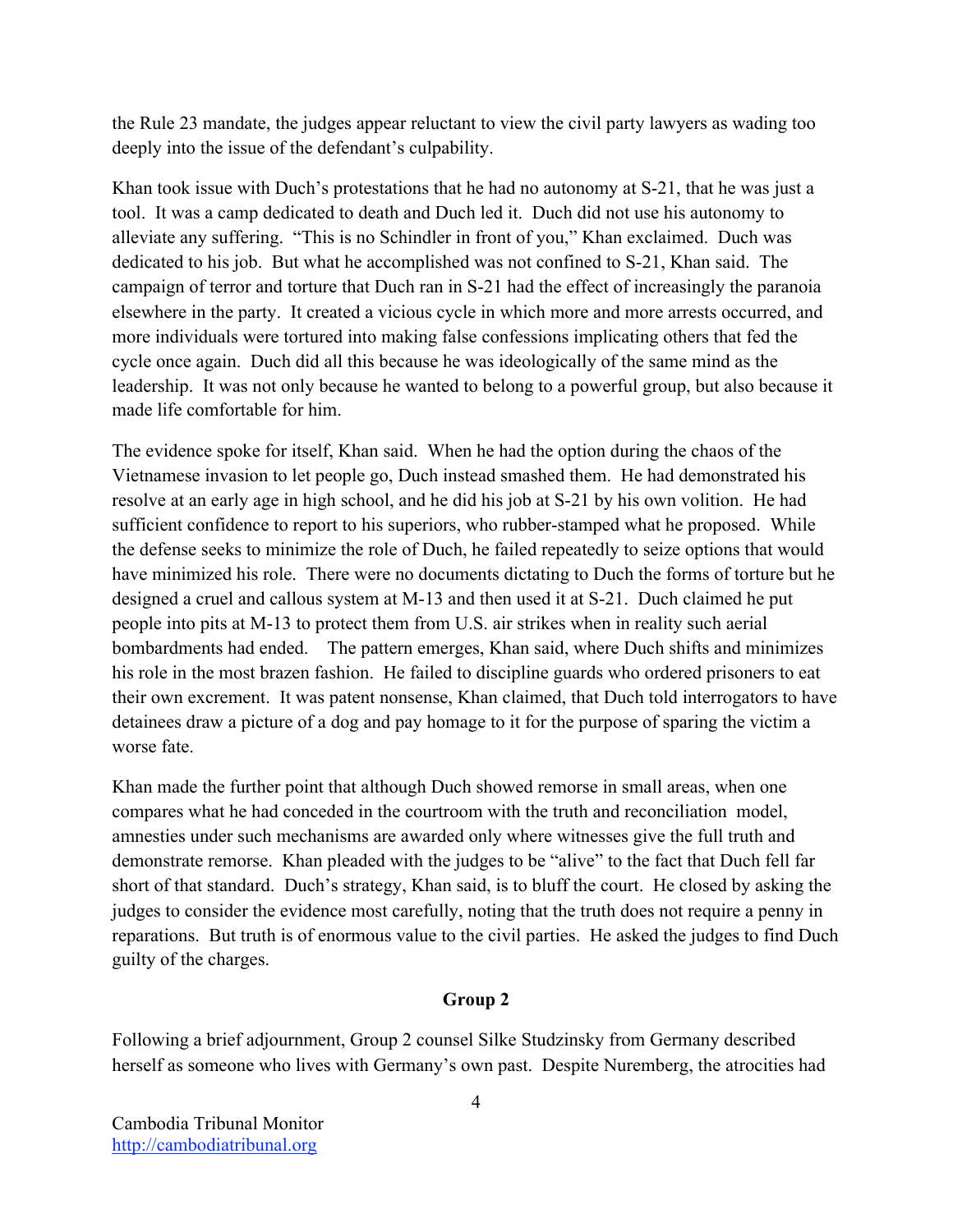the Rule 23 mandate, the judges appear reluctant to view the civil party lawyers as wading too deeply into the issue of the defendant's culpability.

Khan took issue with Duch's protestations that he had no autonomy at S-21, that he was just a tool. It was a camp dedicated to death and Duch led it. Duch did not use his autonomy to alleviate any suffering. "This is no Schindler in front of you," Khan exclaimed. Duch was dedicated to his job. But what he accomplished was not confined to S-21, Khan said. The campaign of terror and torture that Duch ran in S-21 had the effect of increasingly the paranoia elsewhere in the party. It created a vicious cycle in which more and more arrests occurred, and more individuals were tortured into making false confessions implicating others that fed the cycle once again. Duch did all this because he was ideologically of the same mind as the leadership. It was not only because he wanted to belong to a powerful group, but also because it made life comfortable for him.

The evidence spoke for itself, Khan said. When he had the option during the chaos of the Vietnamese invasion to let people go, Duch instead smashed them. He had demonstrated his resolve at an early age in high school, and he did his job at S-21 by his own volition. He had sufficient confidence to report to his superiors, who rubber-stamped what he proposed. While the defense seeks to minimize the role of Duch, he failed repeatedly to seize options that would have minimized his role. There were no documents dictating to Duch the forms of torture but he designed a cruel and callous system at M-13 and then used it at S-21. Duch claimed he put people into pits at M-13 to protect them from U.S. air strikes when in reality such aerial bombardments had ended. The pattern emerges, Khan said, where Duch shifts and minimizes his role in the most brazen fashion. He failed to discipline guards who ordered prisoners to eat their own excrement. It was patent nonsense, Khan claimed, that Duch told interrogators to have detainees draw a picture of a dog and pay homage to it for the purpose of sparing the victim a worse fate.

Khan made the further point that although Duch showed remorse in small areas, when one compares what he had conceded in the courtroom with the truth and reconciliation model, amnesties under such mechanisms are awarded only where witnesses give the full truth and demonstrate remorse. Khan pleaded with the judges to be "alive" to the fact that Duch fell far short of that standard. Duch's strategy, Khan said, is to bluff the court. He closed by asking the judges to consider the evidence most carefully, noting that the truth does not require a penny in reparations. But truth is of enormous value to the civil parties. He asked the judges to find Duch guilty of the charges.

**Group 2**

Following a brief adjournment, Group 2 counsel Silke Studzinsky from Germany described herself as someone who lives with Germany's own past. Despite Nuremberg, the atrocities had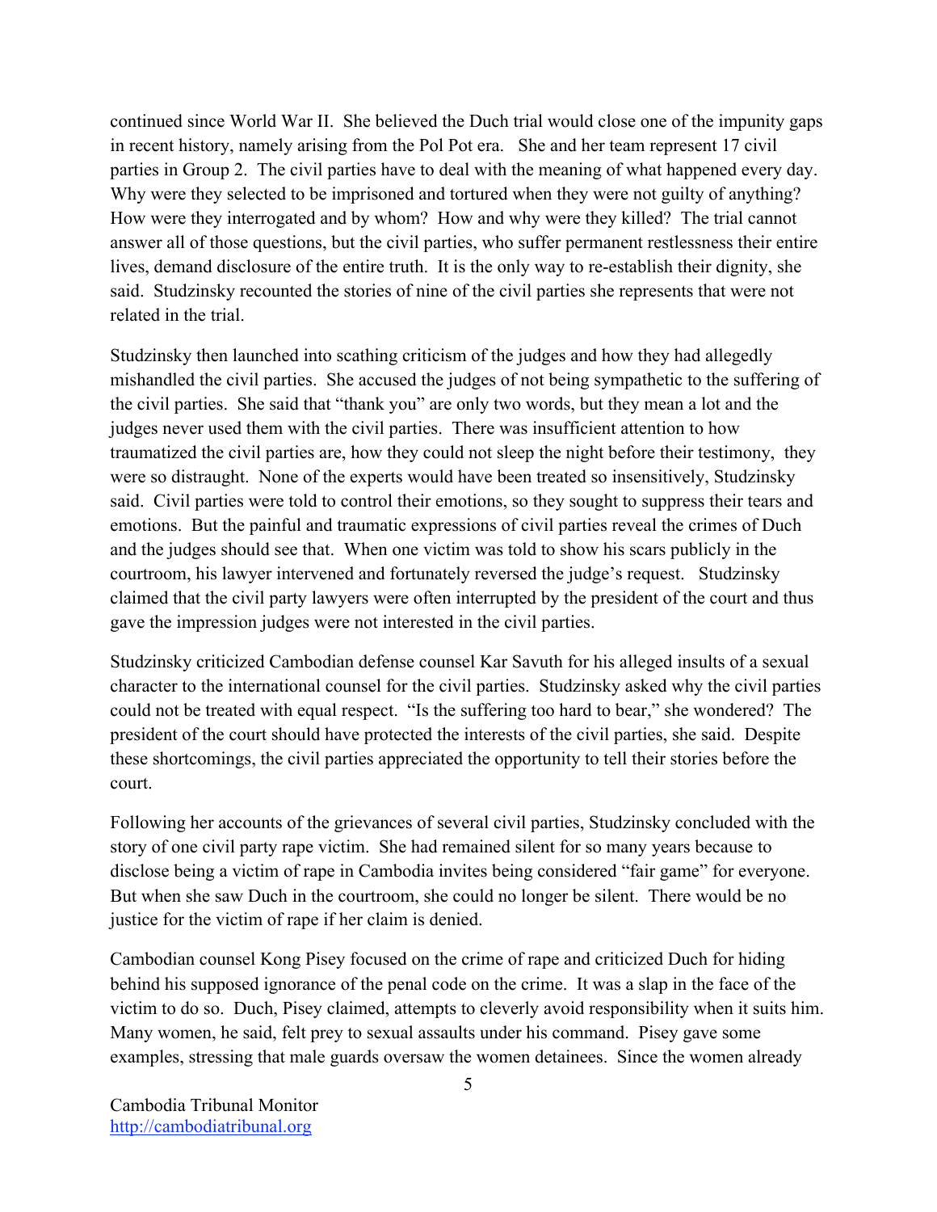continued since World War II. She believed the Duch trial would close one of the impunity gaps in recent history, namely arising from the Pol Pot era. She and her team represent 17 civil parties in Group 2. The civil parties have to deal with the meaning of what happened every day. Why were they selected to be imprisoned and tortured when they were not guilty of anything? How were they interrogated and by whom? How and why were they killed? The trial cannot answer all of those questions, but the civil parties, who suffer permanent restlessness their entire lives, demand disclosure of the entire truth. It is the only way to re-establish their dignity, she said. Studzinsky recounted the stories of nine of the civil parties she represents that were not related in the trial.

Studzinsky then launched into scathing criticism of the judges and how they had allegedly mishandled the civil parties. She accused the judges of not being sympathetic to the suffering of the civil parties. She said that "thank you" are only two words, but they mean a lot and the judges never used them with the civil parties. There was insufficient attention to how traumatized the civil parties are, how they could not sleep the night before their testimony, they were so distraught. None of the experts would have been treated so insensitively, Studzinsky said. Civil parties were told to control their emotions, so they sought to suppress their tears and emotions. But the painful and traumatic expressions of civil parties reveal the crimes of Duch and the judges should see that. When one victim was told to show his scars publicly in the courtroom, his lawyer intervened and fortunately reversed the judge's request. Studzinsky claimed that the civil party lawyers were often interrupted by the president of the court and thus gave the impression judges were not interested in the civil parties.

Studzinsky criticized Cambodian defense counsel Kar Savuth for his alleged insults of a sexual character to the international counsel for the civil parties. Studzinsky asked why the civil parties could not be treated with equal respect. "Is the suffering too hard to bear," she wondered? The president of the court should have protected the interests of the civil parties, she said. Despite these shortcomings, the civil parties appreciated the opportunity to tell their stories before the court.

Following her accounts of the grievances of several civil parties, Studzinsky concluded with the story of one civil party rape victim. She had remained silent for so many years because to disclose being a victim of rape in Cambodia invites being considered "fair game" for everyone. But when she saw Duch in the courtroom, she could no longer be silent. There would be no justice for the victim of rape if her claim is denied.

Cambodian counsel Kong Pisey focused on the crime of rape and criticized Duch for hiding behind his supposed ignorance of the penal code on the crime. It was a slap in the face of the victim to do so. Duch, Pisey claimed, attempts to cleverly avoid responsibility when it suits him. Many women, he said, felt prey to sexual assaults under his command. Pisey gave some examples, stressing that male guards oversaw the women detainees. Since the women already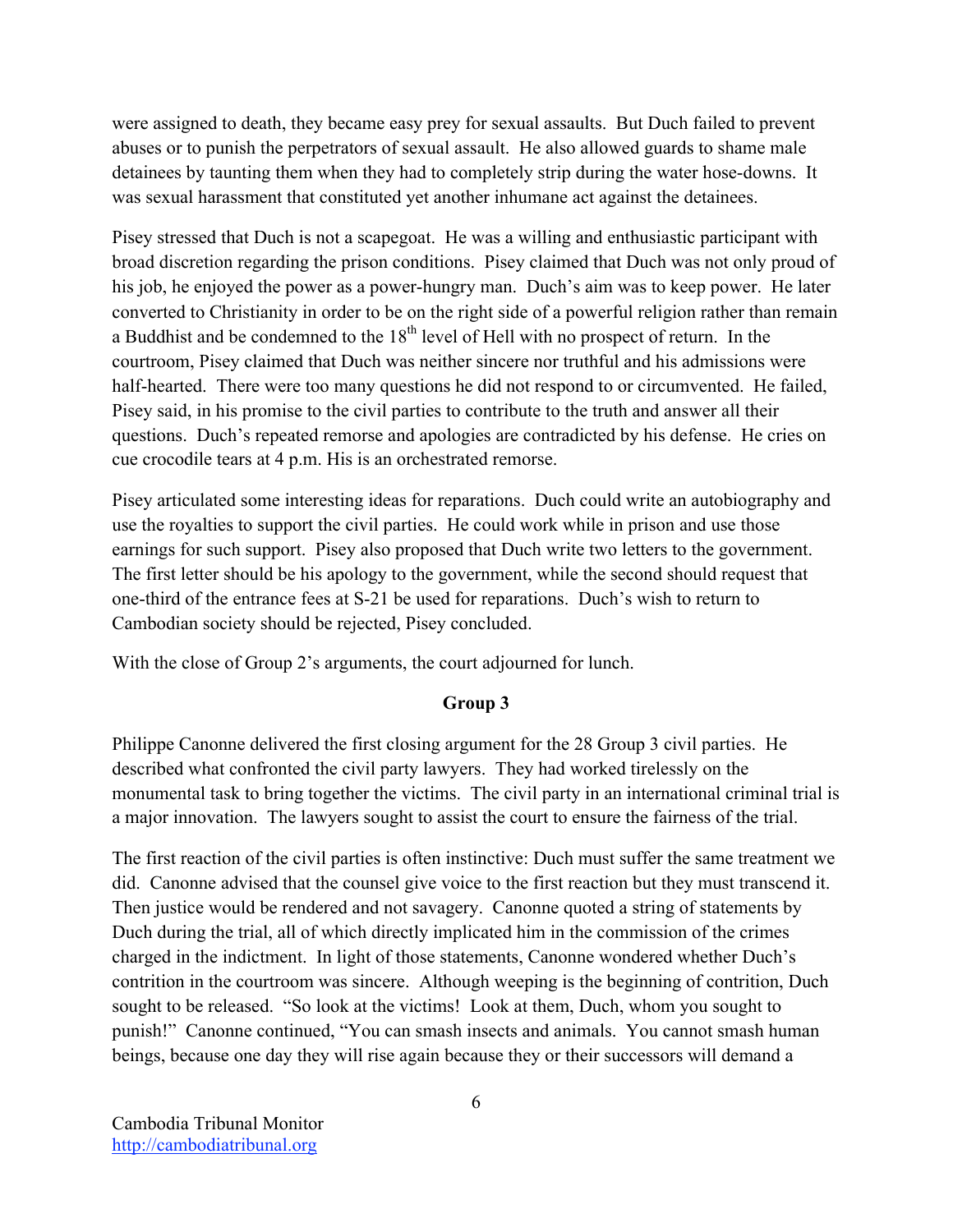were assigned to death, they became easy prey for sexual assaults. But Duch failed to prevent abuses or to punish the perpetrators of sexual assault. He also allowed guards to shame male detainees by taunting them when they had to completely strip during the water hose-downs. It was sexual harassment that constituted yet another inhumane act against the detainees.

Pisey stressed that Duch is not a scapegoat. He was a willing and enthusiastic participant with broad discretion regarding the prison conditions. Pisey claimed that Duch was not only proud of his job, he enjoyed the power as a power-hungry man. Duch's aim was to keep power. He later converted to Christianity in order to be on the right side of a powerful religion rather than remain a Buddhist and be condemned to the 18th level of Hell with no prospect of return. In the courtroom, Pisey claimed that Duch was neither sincere nor truthful and his admissions were half-hearted. There were too many questions he did not respond to or circumvented. He failed, Pisey said, in his promise to the civil parties to contribute to the truth and answer all their questions. Duch's repeated remorse and apologies are contradicted by his defense. He cries on cue crocodile tears at 4 p.m. His is an orchestrated remorse.

Pisey articulated some interesting ideas for reparations. Duch could write an autobiography and use the royalties to support the civil parties. He could work while in prison and use those earnings for such support. Pisey also proposed that Duch write two letters to the government. The first letter should be his apology to the government, while the second should request that one-third of the entrance fees at S-21 be used for reparations. Duch's wish to return to Cambodian society should be rejected, Pisey concluded.

With the close of Group 2's arguments, the court adjourned for lunch.

**Group 3**

Philippe Canonne delivered the first closing argument for the 28 Group 3 civil parties. He described what confronted the civil party lawyers. They had worked tirelessly on the monumental task to bring together the victims. The civil party in an international criminal trial is a major innovation. The lawyers sought to assist the court to ensure the fairness of the trial.

The first reaction of the civil parties is often instinctive: Duch must suffer the same treatment we did. Canonne advised that the counsel give voice to the first reaction but they must transcend it. Then justice would be rendered and not savagery. Canonne quoted a string of statements by Duch during the trial, all of which directly implicated him in the commission of the crimes charged in the indictment. In light of those statements, Canonne wondered whether Duch's contrition in the courtroom was sincere. Although weeping is the beginning of contrition, Duch sought to be released. "So look at the victims! Look at them, Duch, whom you sought to punish!" Canonne continued, "You can smash insects and animals. You cannot smash human beings, because one day they will rise again because they or their successors will demand a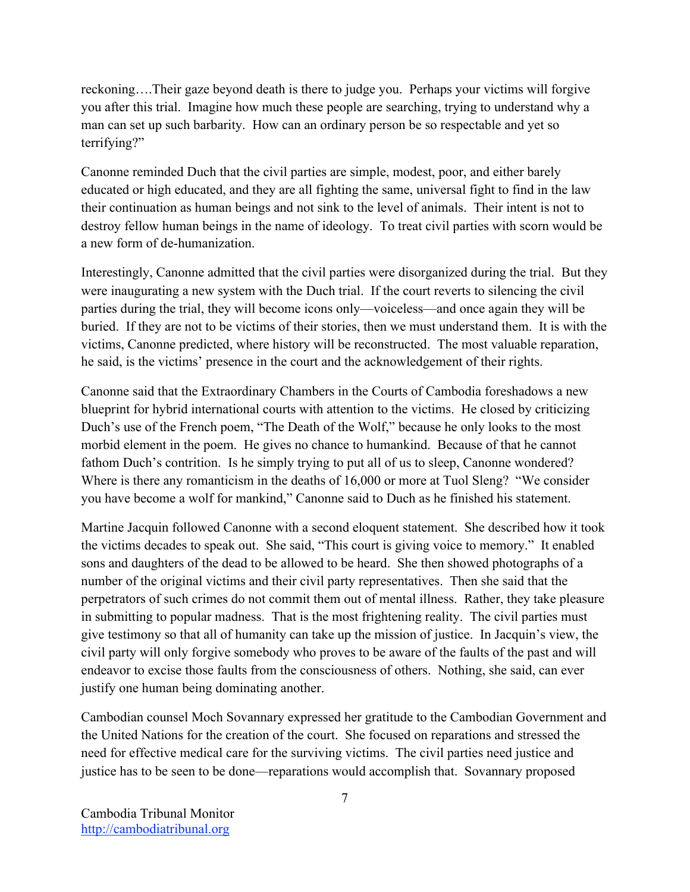reckoning….Their gaze beyond death is there to judge you. Perhaps your victims will forgive you after this trial. Imagine how much these people are searching, trying to understand why a man can set up such barbarity. How can an ordinary person be so respectable and yet so terrifying?"

Canonne reminded Duch that the civil parties are simple, modest, poor, and either barely educated or high educated, and they are all fighting the same, universal fight to find in the law their continuation as human beings and not sink to the level of animals. Their intent is not to destroy fellow human beings in the name of ideology. To treat civil parties with scorn would be a new form of de-humanization.

Interestingly, Canonne admitted that the civil parties were disorganized during the trial. But they were inaugurating a new system with the Duch trial. If the court reverts to silencing the civil parties during the trial, they will become icons only—voiceless—and once again they will be buried. If they are not to be victims of their stories, then we must understand them. It is with the victims, Canonne predicted, where history will be reconstructed. The most valuable reparation, he said, is the victims' presence in the court and the acknowledgement of their rights.

Canonne said that the Extraordinary Chambers in the Courts of Cambodia foreshadows a new blueprint for hybrid international courts with attention to the victims. He closed by criticizing Duch's use of the French poem, "The Death of the Wolf," because he only looks to the most morbid element in the poem. He gives no chance to humankind. Because of that he cannot fathom Duch's contrition. Is he simply trying to put all of us to sleep, Canonne wondered? Where is there any romanticism in the deaths of 16,000 or more at Tuol Sleng? "We consider you have become a wolf for mankind," Canonne said to Duch as he finished his statement.

Martine Jacquin followed Canonne with a second eloquent statement. She described how it took the victims decades to speak out. She said, "This court is giving voice to memory." It enabled sons and daughters of the dead to be allowed to be heard. She then showed photographs of a number of the original victims and their civil party representatives. Then she said that the perpetrators of such crimes do not commit them out of mental illness. Rather, they take pleasure in submitting to popular madness. That is the most frightening reality. The civil parties must give testimony so that all of humanity can take up the mission of justice. In Jacquin's view, the civil party will only forgive somebody who proves to be aware of the faults of the past and will endeavor to excise those faults from the consciousness of others. Nothing, she said, can ever justify one human being dominating another.

Cambodian counsel Moch Sovannary expressed her gratitude to the Cambodian Government and the United Nations for the creation of the court. She focused on reparations and stressed the need for effective medical care for the surviving victims. The civil parties need justice and justice has to be seen to be done—reparations would accomplish that. Sovannary proposed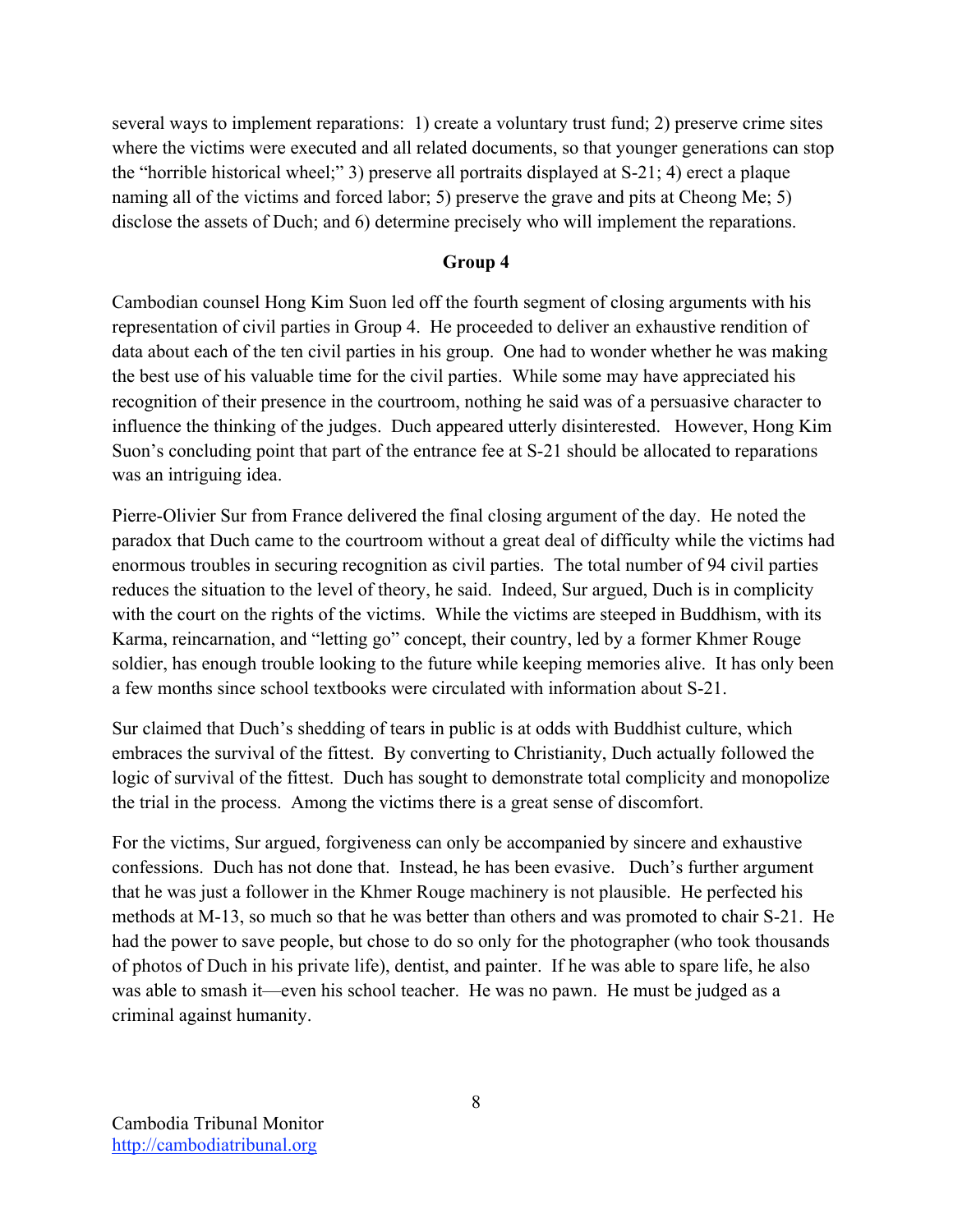several ways to implement reparations: 1) create a voluntary trust fund; 2) preserve crime sites where the victims were executed and all related documents, so that younger generations can stop the "horrible historical wheel;" 3) preserve all portraits displayed at S-21; 4) erect a plaque naming all of the victims and forced labor; 5) preserve the grave and pits at Cheong Me; 5) disclose the assets of Duch; and 6) determine precisely who will implement the reparations.

**Group 4**

Cambodian counsel Hong Kim Suon led off the fourth segment of closing arguments with his representation of civil parties in Group 4. He proceeded to deliver an exhaustive rendition of data about each of the ten civil parties in his group. One had to wonder whether he was making the best use of his valuable time for the civil parties. While some may have appreciated his recognition of their presence in the courtroom, nothing he said was of a persuasive character to influence the thinking of the judges. Duch appeared utterly disinterested. However, Hong Kim Suon's concluding point that part of the entrance fee at S-21 should be allocated to reparations was an intriguing idea.

Pierre-Olivier Sur from France delivered the final closing argument of the day. He noted the paradox that Duch came to the courtroom without a great deal of difficulty while the victims had enormous troubles in securing recognition as civil parties. The total number of 94 civil parties reduces the situation to the level of theory, he said. Indeed, Sur argued, Duch is in complicity with the court on the rights of the victims. While the victims are steeped in Buddhism, with its Karma, reincarnation, and "letting go" concept, their country, led by a former Khmer Rouge soldier, has enough trouble looking to the future while keeping memories alive. It has only been a few months since school textbooks were circulated with information about S-21.

Sur claimed that Duch's shedding of tears in public is at odds with Buddhist culture, which embraces the survival of the fittest. By converting to Christianity, Duch actually followed the logic of survival of the fittest. Duch has sought to demonstrate total complicity and monopolize the trial in the process. Among the victims there is a great sense of discomfort.

For the victims, Sur argued, forgiveness can only be accompanied by sincere and exhaustive confessions. Duch has not done that. Instead, he has been evasive. Duch's further argument that he was just a follower in the Khmer Rouge machinery is not plausible. He perfected his methods at M-13, so much so that he was better than others and was promoted to chair S-21. He had the power to save people, but chose to do so only for the photographer (who took thousands of photos of Duch in his private life), dentist, and painter. If he was able to spare life, he also was able to smash it—even his school teacher. He was no pawn. He must be judged as a criminal against humanity.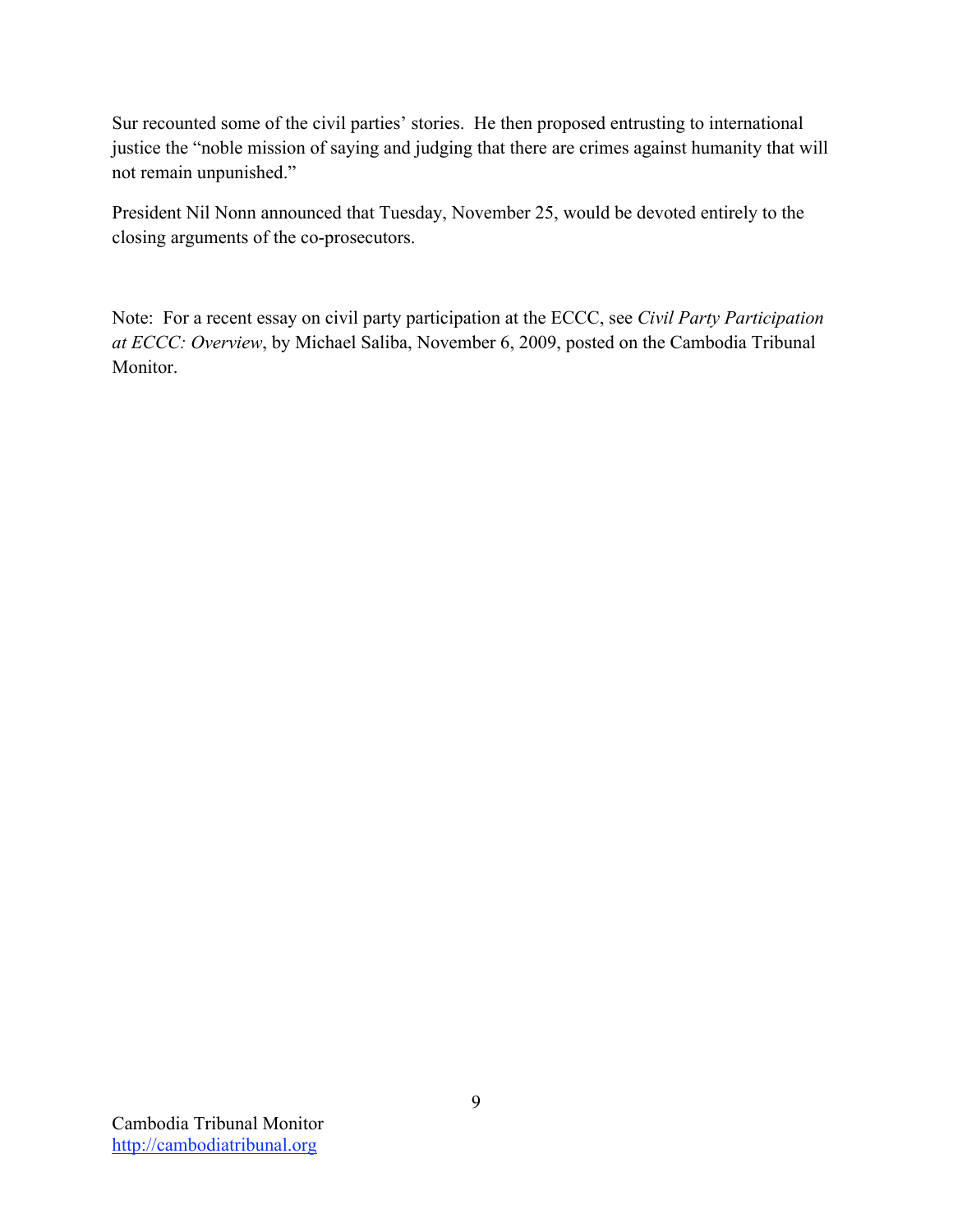Sur recounted some of the civil parties' stories. He then proposed entrusting to international justice the "noble mission of saying and judging that there are crimes against humanity that will not remain unpunished."

President Nil Nonn announced that Tuesday, November 25, would be devoted entirely to the closing arguments of the co-prosecutors.

Note: For a recent essay on civil party participation at the ECCC, see *Civil Party Participation at ECCC: Overview*, by Michael Saliba, November 6, 2009, posted on the Cambodia Tribunal Monitor.